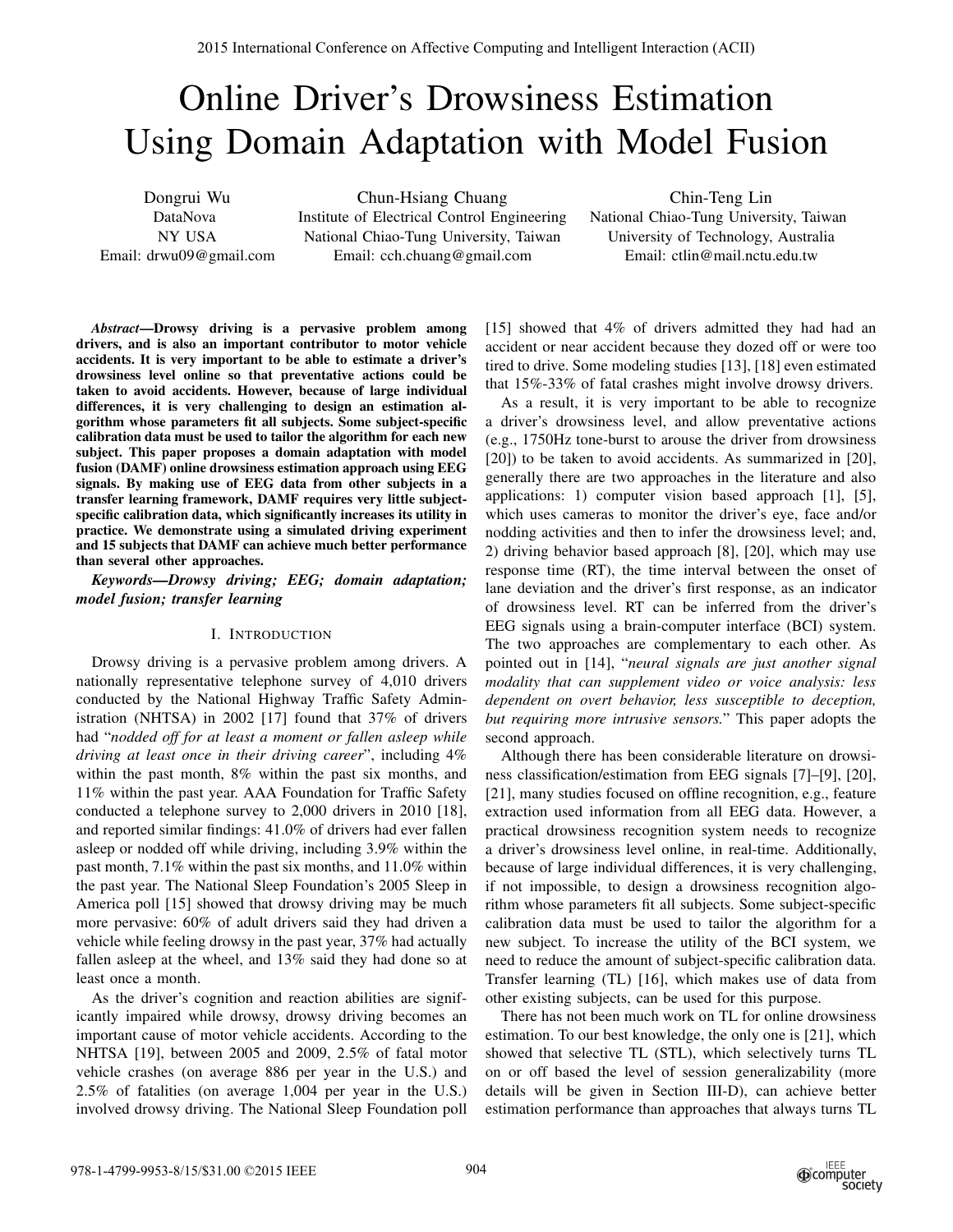# Online Driver's Drowsiness Estimation Using Domain Adaptation with Model Fusion

Dongrui Wu
DataNova
NY USA
Email: drwu09@gmail.com

Chun-Hsiang Chuang
Institute of Electrical Control Engineering
National Chiao-Tung University, Taiwan
Email: cch.chuang@gmail.com

Chin-Teng Lin
National Chiao-Tung University, Taiwan
University of Technology, Australia
Email: ctlin@mail.nctu.edu.tw

***Abstract*—Drowsy driving is a pervasive problem among drivers, and is also an important contributor to motor vehicle accidents. It is very important to be able to estimate a driver's drowsiness level online so that preventative actions could be taken to avoid accidents. However, because of large individual differences, it is very challenging to design an estimation algorithm whose parameters fit all subjects. Some subject-specific calibration data must be used to tailor the algorithm for each new subject. This paper proposes a domain adaptation with model fusion (DAMF) online drowsiness estimation approach using EEG signals. By making use of EEG data from other subjects in a transfer learning framework, DAMF requires very little subject-specific calibration data, which significantly increases its utility in practice. We demonstrate using a simulated driving experiment and 15 subjects that DAMF can achieve much better performance than several other approaches.**

***Keywords*—Drowsy driving; EEG; domain adaptation; model fusion; transfer learning**

## I. Introduction

Drowsy driving is a pervasive problem among drivers. A nationally representative telephone survey of 4,010 drivers conducted by the National Highway Traffic Safety Administration (NHTSA) in 2002 [17] found that 37% of drivers had "*nodded off for at least a moment or fallen asleep while driving at least once in their driving career*", including 4% within the past month, 8% within the past six months, and 11% within the past year. AAA Foundation for Traffic Safety conducted a telephone survey to 2,000 drivers in 2010 [18], and reported similar findings: 41.0% of drivers had ever fallen asleep or nodded off while driving, including 3.9% within the past month, 7.1% within the past six months, and 11.0% within the past year. The National Sleep Foundation's 2005 Sleep in America poll [15] showed that drowsy driving may be much more pervasive: 60% of adult drivers said they had driven a vehicle while feeling drowsy in the past year, 37% had actually fallen asleep at the wheel, and 13% said they had done so at least once a month.

As the driver's cognition and reaction abilities are significantly impaired while drowsy, drowsy driving becomes an important cause of motor vehicle accidents. According to the NHTSA [19], between 2005 and 2009, 2.5% of fatal motor vehicle crashes (on average 886 per year in the U.S.) and 2.5% of fatalities (on average 1,004 per year in the U.S.) involved drowsy driving. The National Sleep Foundation poll [15] showed that 4% of drivers admitted they had had an accident or near accident because they dozed off or were too tired to drive. Some modeling studies [13], [18] even estimated that 15%-33% of fatal crashes might involve drowsy drivers.

As a result, it is very important to be able to recognize a driver's drowsiness level, and allow preventative actions (e.g., 1750Hz tone-burst to arouse the driver from drowsiness [20]) to be taken to avoid accidents. As summarized in [20], generally there are two approaches in the literature and also applications: 1) computer vision based approach [1], [5], which uses cameras to monitor the driver's eye, face and/or nodding activities and then to infer the drowsiness level; and, 2) driving behavior based approach [8], [20], which may use response time (RT), the time interval between the onset of lane deviation and the driver's first response, as an indicator of drowsiness level. RT can be inferred from the driver's EEG signals using a brain-computer interface (BCI) system. The two approaches are complementary to each other. As pointed out in [14], "*neural signals are just another signal modality that can supplement video or voice analysis: less dependent on overt behavior, less susceptible to deception, but requiring more intrusive sensors.*" This paper adopts the second approach.

Although there has been considerable literature on drowsiness classification/estimation from EEG signals [7]–[9], [20], [21], many studies focused on offline recognition, e.g., feature extraction used information from all EEG data. However, a practical drowsiness recognition system needs to recognize a driver's drowsiness level online, in real-time. Additionally, because of large individual differences, it is very challenging, if not impossible, to design a drowsiness recognition algorithm whose parameters fit all subjects. Some subject-specific calibration data must be used to tailor the algorithm for a new subject. To increase the utility of the BCI system, we need to reduce the amount of subject-specific calibration data. Transfer learning (TL) [16], which makes use of data from other existing subjects, can be used for this purpose.

There has not been much work on TL for online drowsiness estimation. To our best knowledge, the only one is [21], which showed that selective TL (STL), which selectively turns TL on or off based the level of session generalizability (more details will be given in Section III-D), can achieve better estimation performance than approaches that always turns TL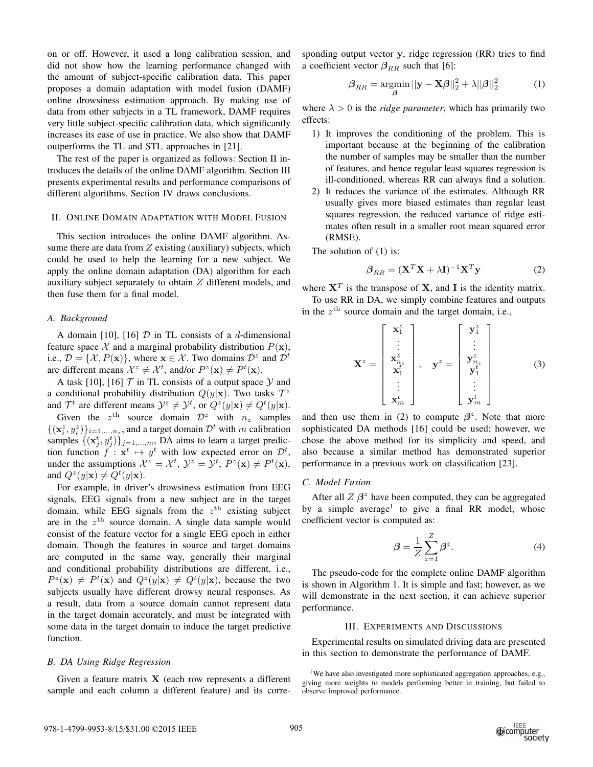on or off. However, it used a long calibration session, and did not show how the learning performance changed with the amount of subject-specific calibration data. This paper proposes a domain adaptation with model fusion (DAMF) online drowsiness estimation approach. By making use of data from other subjects in a TL framework, DAMF requires very little subject-specific calibration data, which significantly increases its ease of use in practice. We also show that DAMF outperforms the TL and STL approaches in [21].

The rest of the paper is organized as follows: Section II introduces the details of the online DAMF algorithm. Section III presents experimental results and performance comparisons of different algorithms. Section IV draws conclusions.

## II. Online Domain Adaptation with Model Fusion

This section introduces the online DAMF algorithm. Assume there are data from $Z$ existing (auxiliary) subjects, which could be used to help the learning for a new subject. We apply the online domain adaptation (DA) algorithm for each auxiliary subject separately to obtain $Z$ different models, and then fuse them for a final model.

### A. Background

A domain [10], [16] $\mathcal{D}$ in TL consists of a $d$-dimensional feature space $\mathcal{X}$ and a marginal probability distribution $P(\mathbf{x})$, i.e., $\mathcal{D} = \{\mathcal{X}, P(\mathbf{x})\}$, where $\mathbf{x} \in \mathcal{X}$. Two domains $\mathcal{D}^z$ and $\mathcal{D}^t$ are different means $\mathcal{X}^z \neq \mathcal{X}^t$, and/or $P^z(\mathbf{x}) \neq P^t(\mathbf{x})$.

A task [10], [16] $\mathcal{T}$ in TL consists of a output space $\mathcal{Y}$ and a conditional probability distribution $Q(y|\mathbf{x})$. Two tasks $\mathcal{T}^z$ and $\mathcal{T}^t$ are different means $\mathcal{Y}^z \neq \mathcal{Y}^t$, or $Q^z(y|\mathbf{x}) \neq Q^t(y|\mathbf{x})$.

Given the $z^{\text{th}}$ source domain $\mathcal{D}^z$ with $n_z$ samples $\{(\mathbf{x}_i^z, y_i^z)\}_{i=1,\ldots,n_z}$, and a target domain $\mathcal{D}^t$ with $m$ calibration samples $\{(\mathbf{x}_j^t, y_j^t)\}_{j=1,\ldots,m}$, DA aims to learn a target prediction function $f : \mathbf{x}^t \mapsto y^t$ with low expected error on $\mathcal{D}^t$, under the assumptions $\mathcal{X}^z = \mathcal{X}^t$, $\mathcal{Y}^z = \mathcal{Y}^t$, $P^z(\mathbf{x}) \neq P^t(\mathbf{x})$, and $Q^z(y|\mathbf{x}) \neq Q^t(y|\mathbf{x})$.

For example, in driver's drowsiness estimation from EEG signals, EEG signals from a new subject are in the target domain, while EEG signals from the $z^{\text{th}}$ existing subject are in the $z^{\text{th}}$ source domain. A single data sample would consist of the feature vector for a single EEG epoch in either domain. Though the features in source and target domains are computed in the same way, generally their marginal and conditional probability distributions are different, i.e., $P^z(\mathbf{x}) \neq P^t(\mathbf{x})$ and $Q^z(y|\mathbf{x}) \neq Q^t(y|\mathbf{x})$, because the two subjects usually have different drowsy neural responses. As a result, data from a source domain cannot represent data in the target domain accurately, and must be integrated with some data in the target domain to induce the target predictive function.

### B. DA Using Ridge Regression

Given a feature matrix $\mathbf{X}$ (each row represents a different sample and each column a different feature) and its corresponding output vector $\mathbf{y}$, ridge regression (RR) tries to find a coefficient vector $\boldsymbol{\beta}_{RR}$ such that [6]:

$$\boldsymbol{\beta}_{RR} = \underset{\boldsymbol{\beta}}{\operatorname{argmin}} \, ||\mathbf{y} - \mathbf{X}\boldsymbol{\beta}||_2^2 + \lambda||\boldsymbol{\beta}||_2^2 \tag{1}$$

where $\lambda > 0$ is the *ridge parameter*, which has primarily two effects:

1) It improves the conditioning of the problem. This is important because at the beginning of the calibration the number of samples may be smaller than the number of features, and hence regular least squares regression is ill-conditioned, whereas RR can always find a solution.
2) It reduces the variance of the estimates. Although RR usually gives more biased estimates than regular least squares regression, the reduced variance of ridge estimates often result in a smaller root mean squared error (RMSE).

The solution of (1) is:

$$\boldsymbol{\beta}_{RR} = (\mathbf{X}^T\mathbf{X} + \lambda\mathbf{I})^{-1}\mathbf{X}^T\mathbf{y} \tag{2}$$

where $\mathbf{X}^T$ is the transpose of $\mathbf{X}$, and $\mathbf{I}$ is the identity matrix.

To use RR in DA, we simply combine features and outputs in the $z^{\text{th}}$ source domain and the target domain, i.e.,

$$\mathbf{X}^z = \begin{bmatrix} \mathbf{x}_1^z \\ \vdots \\ \mathbf{x}_{n_z}^z \\ \mathbf{x}_1^t \\ \vdots \\ \mathbf{x}_m^t \end{bmatrix}, \quad \mathbf{y}^z = \begin{bmatrix} \mathbf{y}_1^z \\ \vdots \\ \mathbf{y}_{n_z}^z \\ \mathbf{y}_1^t \\ \vdots \\ \mathbf{y}_m^t \end{bmatrix} \tag{3}$$

and then use them in (2) to compute $\boldsymbol{\beta}^z$. Note that more sophisticated DA methods [16] could be used; however, we chose the above method for its simplicity and speed, and also because a similar method has demonstrated superior performance in a previous work on classification [23].

### C. Model Fusion

After all $Z$ $\boldsymbol{\beta}^z$ have been computed, they can be aggregated by a simple average[1] to give a final RR model, whose coefficient vector is computed as:

$$\boldsymbol{\beta} = \frac{1}{Z}\sum_{z=1}^{Z} \boldsymbol{\beta}^z. \tag{4}$$

The pseudo-code for the complete online DAMF algorithm is shown in Algorithm 1. It is simple and fast; however, as we will demonstrate in the next section, it can achieve superior performance.

## III. Experiments and Discussions

Experimental results on simulated driving data are presented in this section to demonstrate the performance of DAMF.

[1] We have also investigated more sophisticated aggregation approaches, e.g., giving more weights to models performing better in training, but failed to observe improved performance.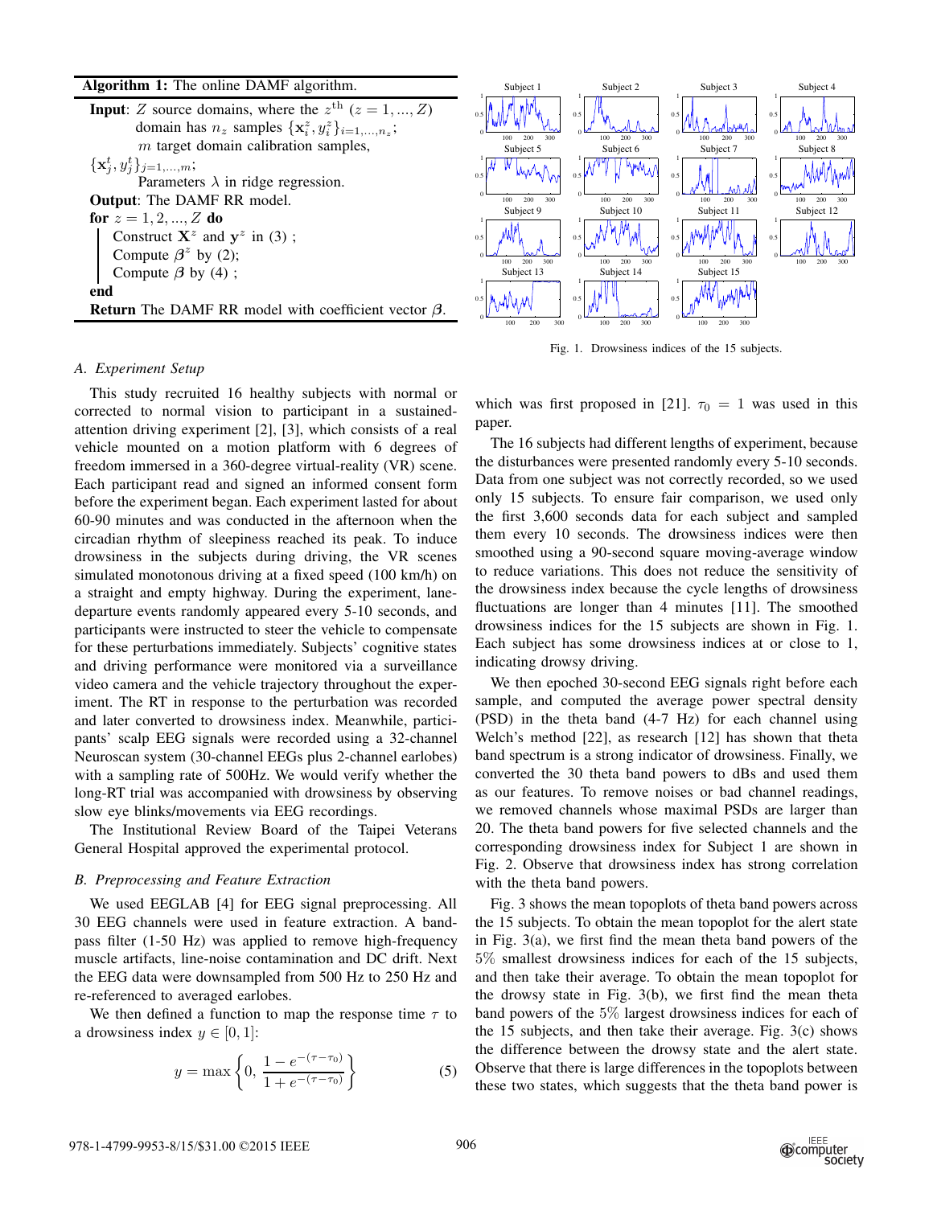**Algorithm 1:** The online DAMF algorithm.

**Input**: $Z$ source domains, where the $z^{\text{th}}$ ($z = 1, ..., Z$) domain has $n_z$ samples $\{\mathbf{x}_i^z, y_i^z\}_{i=1,...,n_z}$;
$m$ target domain calibration samples, $\{\mathbf{x}_j^t, y_j^t\}_{j=1,...,m}$;
Parameters $\lambda$ in ridge regression.
**Output**: The DAMF RR model.
**for** $z = 1, 2, ..., Z$ **do**
  Construct $\mathbf{X}^z$ and $\mathbf{y}^z$ in (3) ;
  Compute $\boldsymbol{\beta}^z$ by (2);
  Compute $\boldsymbol{\beta}$ by (4) ;
**end**
**Return** The DAMF RR model with coefficient vector $\boldsymbol{\beta}$.

Fig. 1. Drowsiness indices of the 15 subjects.

### A. Experiment Setup

This study recruited 16 healthy subjects with normal or corrected to normal vision to participant in a sustained-attention driving experiment [2], [3], which consists of a real vehicle mounted on a motion platform with 6 degrees of freedom immersed in a 360-degree virtual-reality (VR) scene. Each participant read and signed an informed consent form before the experiment began. Each experiment lasted for about 60-90 minutes and was conducted in the afternoon when the circadian rhythm of sleepiness reached its peak. To induce drowsiness in the subjects during driving, the VR scenes simulated monotonous driving at a fixed speed (100 km/h) on a straight and empty highway. During the experiment, lane-departure events randomly appeared every 5-10 seconds, and participants were instructed to steer the vehicle to compensate for these perturbations immediately. Subjects' cognitive states and driving performance were monitored via a surveillance video camera and the vehicle trajectory throughout the experiment. The RT in response to the perturbation was recorded and later converted to drowsiness index. Meanwhile, participants' scalp EEG signals were recorded using a 32-channel Neuroscan system (30-channel EEGs plus 2-channel earlobes) with a sampling rate of 500Hz. We would verify whether the long-RT trial was accompanied with drowsiness by observing slow eye blinks/movements via EEG recordings.

The Institutional Review Board of the Taipei Veterans General Hospital approved the experimental protocol.

### B. Preprocessing and Feature Extraction

We used EEGLAB [4] for EEG signal preprocessing. All 30 EEG channels were used in feature extraction. A band-pass filter (1-50 Hz) was applied to remove high-frequency muscle artifacts, line-noise contamination and DC drift. Next the EEG data were downsampled from 500 Hz to 250 Hz and re-referenced to averaged earlobes.

We then defined a function to map the response time $\tau$ to a drowsiness index $y \in [0, 1]$:

$$y = \max\left\{0, \frac{1 - e^{-(\tau - \tau_0)}}{1 + e^{-(\tau - \tau_0)}}\right\} \tag{5}$$

which was first proposed in [21]. $\tau_0 = 1$ was used in this paper.

The 16 subjects had different lengths of experiment, because the disturbances were presented randomly every 5-10 seconds. Data from one subject was not correctly recorded, so we used only 15 subjects. To ensure fair comparison, we used only the first 3,600 seconds data for each subject and sampled them every 10 seconds. The drowsiness indices were then smoothed using a 90-second square moving-average window to reduce variations. This does not reduce the sensitivity of the drowsiness index because the cycle lengths of drowsiness fluctuations are longer than 4 minutes [11]. The smoothed drowsiness indices for the 15 subjects are shown in Fig. 1. Each subject has some drowsiness indices at or close to 1, indicating drowsy driving.

We then epoched 30-second EEG signals right before each sample, and computed the average power spectral density (PSD) in the theta band (4-7 Hz) for each channel using Welch's method [22], as research [12] has shown that theta band spectrum is a strong indicator of drowsiness. Finally, we converted the 30 theta band powers to dBs and used them as our features. To remove noises or bad channel readings, we removed channels whose maximal PSDs are larger than 20. The theta band powers for five selected channels and the corresponding drowsiness index for Subject 1 are shown in Fig. 2. Observe that drowsiness index has strong correlation with the theta band powers.

Fig. 3 shows the mean topoplots of theta band powers across the 15 subjects. To obtain the mean topoplot for the alert state in Fig. 3(a), we first find the mean theta band powers of the 5% smallest drowsiness indices for each of the 15 subjects, and then take their average. To obtain the mean topoplot for the drowsy state in Fig. 3(b), we first find the mean theta band powers of the 5% largest drowsiness indices for each of the 15 subjects, and then take their average. Fig. 3(c) shows the difference between the drowsy state and the alert state. Observe that there is large differences in the topoplots between these two states, which suggests that the theta band power is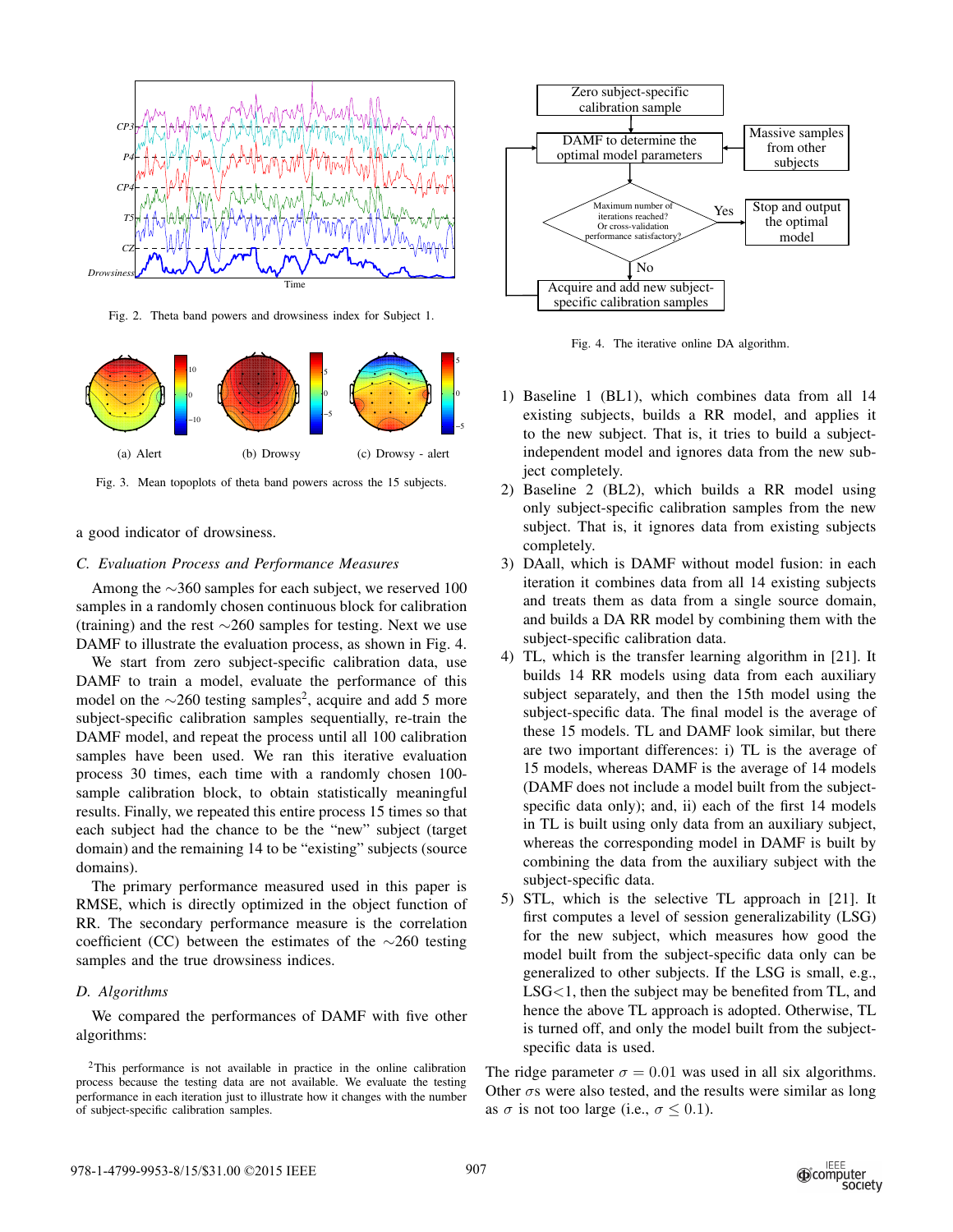Fig. 2. Theta band powers and drowsiness index for Subject 1.

Fig. 3. Mean topoplots of theta band powers across the 15 subjects.

Fig. 4. The iterative online DA algorithm.

a good indicator of drowsiness.

### C. Evaluation Process and Performance Measures

Among the ∼360 samples for each subject, we reserved 100 samples in a randomly chosen continuous block for calibration (training) and the rest ∼260 samples for testing. Next we use DAMF to illustrate the evaluation process, as shown in Fig. 4.

We start from zero subject-specific calibration data, use DAMF to train a model, evaluate the performance of this model on the ∼260 testing samples[2], acquire and add 5 more subject-specific calibration samples sequentially, re-train the DAMF model, and repeat the process until all 100 calibration samples have been used. We ran this iterative evaluation process 30 times, each time with a randomly chosen 100-sample calibration block, to obtain statistically meaningful results. Finally, we repeated this entire process 15 times so that each subject had the chance to be the "new" subject (target domain) and the remaining 14 to be "existing" subjects (source domains).

The primary performance measured used in this paper is RMSE, which is directly optimized in the object function of RR. The secondary performance measure is the correlation coefficient (CC) between the estimates of the ∼260 testing samples and the true drowsiness indices.

### D. Algorithms

We compared the performances of DAMF with five other algorithms:

1) Baseline 1 (BL1), which combines data from all 14 existing subjects, builds a RR model, and applies it to the new subject. That is, it tries to build a subject-independent model and ignores data from the new subject completely.
2) Baseline 2 (BL2), which builds a RR model using only subject-specific calibration samples from the new subject. That is, it ignores data from existing subjects completely.
3) DAall, which is DAMF without model fusion: in each iteration it combines data from all 14 existing subjects and treats them as data from a single source domain, and builds a DA RR model by combining them with the subject-specific calibration data.
4) TL, which is the transfer learning algorithm in [21]. It builds 14 RR models using data from each auxiliary subject separately, and then the 15th model using the subject-specific data. The final model is the average of these 15 models. TL and DAMF look similar, but there are two important differences: i) TL is the average of 15 models, whereas DAMF is the average of 14 models (DAMF does not include a model built from the subject-specific data only); and, ii) each of the first 14 models in TL is built using only data from an auxiliary subject, whereas the corresponding model in DAMF is built by combining the data from the auxiliary subject with the subject-specific data.
5) STL, which is the selective TL approach in [21]. It first computes a level of session generalizability (LSG) for the new subject, which measures how good the model built from the subject-specific data only can be generalized to other subjects. If the LSG is small, e.g., LSG<1, then the subject may be benefited from TL, and hence the above TL approach is adopted. Otherwise, TL is turned off, and only the model built from the subject-specific data is used.

The ridge parameter $\sigma = 0.01$ was used in all six algorithms. Other $\sigma$s were also tested, and the results were similar as long as $\sigma$ is not too large (i.e., $\sigma \leq 0.1$).

[2] This performance is not available in practice in the online calibration process because the testing data are not available. We evaluate the testing performance in each iteration just to illustrate how it changes with the number of subject-specific calibration samples.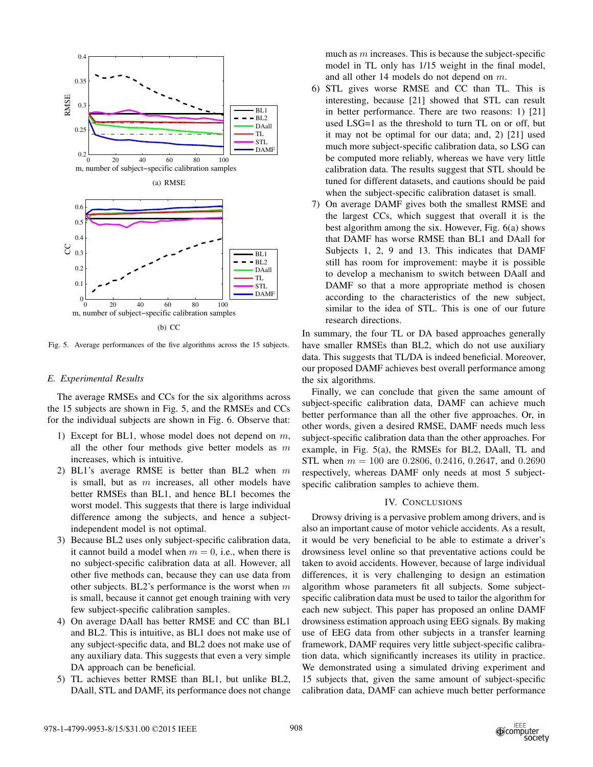(a) RMSE

(b) CC

Fig. 5. Average performances of the five algorithms across the 15 subjects.

### E. Experimental Results

The average RMSEs and CCs for the six algorithms across the 15 subjects are shown in Fig. 5, and the RMSEs and CCs for the individual subjects are shown in Fig. 6. Observe that:

1) Except for BL1, whose model does not depend on $m$, all the other four methods give better models as $m$ increases, which is intuitive.
2) BL1's average RMSE is better than BL2 when $m$ is small, but as $m$ increases, all other models have better RMSEs than BL1, and hence BL1 becomes the worst model. This suggests that there is large individual difference among the subjects, and hence a subject-independent model is not optimal.
3) Because BL2 uses only subject-specific calibration data, it cannot build a model when $m = 0$, i.e., when there is no subject-specific calibration data at all. However, all other five methods can, because they can use data from other subjects. BL2's performance is the worst when $m$ is small, because it cannot get enough training with very few subject-specific calibration samples.
4) On average DAall has better RMSE and CC than BL1 and BL2. This is intuitive, as BL1 does not make use of any subject-specific data, and BL2 does not make use of any auxiliary data. This suggests that even a very simple DA approach can be beneficial.
5) TL achieves better RMSE than BL1, but unlike BL2, DAall, STL and DAMF, its performance does not change much as $m$ increases. This is because the subject-specific model in TL only has 1/15 weight in the final model, and all other 14 models do not depend on $m$.
6) STL gives worse RMSE and CC than TL. This is interesting, because [21] showed that STL can result in better performance. There are two reasons: 1) [21] used LSG=1 as the threshold to turn TL on or off, but it may not be optimal for our data; and, 2) [21] used much more subject-specific calibration data, so LSG can be computed more reliably, whereas we have very little calibration data. The results suggest that STL should be tuned for different datasets, and cautions should be paid when the subject-specific calibration dataset is small.
7) On average DAMF gives both the smallest RMSE and the largest CCs, which suggest that overall it is the best algorithm among the six. However, Fig. 6(a) shows that DAMF has worse RMSE than BL1 and DAall for Subjects 1, 2, 9 and 13. This indicates that DAMF still has room for improvement: maybe it is possible to develop a mechanism to switch between DAall and DAMF so that a more appropriate method is chosen according to the characteristics of the new subject, similar to the idea of STL. This is one of our future research directions.

In summary, the four TL or DA based approaches generally have smaller RMSEs than BL2, which do not use auxiliary data. This suggests that TL/DA is indeed beneficial. Moreover, our proposed DAMF achieves best overall performance among the six algorithms.

Finally, we can conclude that given the same amount of subject-specific calibration data, DAMF can achieve much better performance than all the other five approaches. Or, in other words, given a desired RMSE, DAMF needs much less subject-specific calibration data than the other approaches. For example, in Fig. 5(a), the RMSEs for BL2, DAall, TL and STL when $m = 100$ are $0.2806$, $0.2416$, $0.2647$, and $0.2690$ respectively, whereas DAMF only needs at most 5 subject-specific calibration samples to achieve them.

## IV. Conclusions

Drowsy driving is a pervasive problem among drivers, and is also an important cause of motor vehicle accidents. As a result, it would be very beneficial to be able to estimate a driver's drowsiness level online so that preventative actions could be taken to avoid accidents. However, because of large individual differences, it is very challenging to design an estimation algorithm whose parameters fit all subjects. Some subject-specific calibration data must be used to tailor the algorithm for each new subject. This paper has proposed an online DAMF drowsiness estimation approach using EEG signals. By making use of EEG data from other subjects in a transfer learning framework, DAMF requires very little subject-specific calibration data, which significantly increases its utility in practice. We demonstrated using a simulated driving experiment and 15 subjects that, given the same amount of subject-specific calibration data, DAMF can achieve much better performance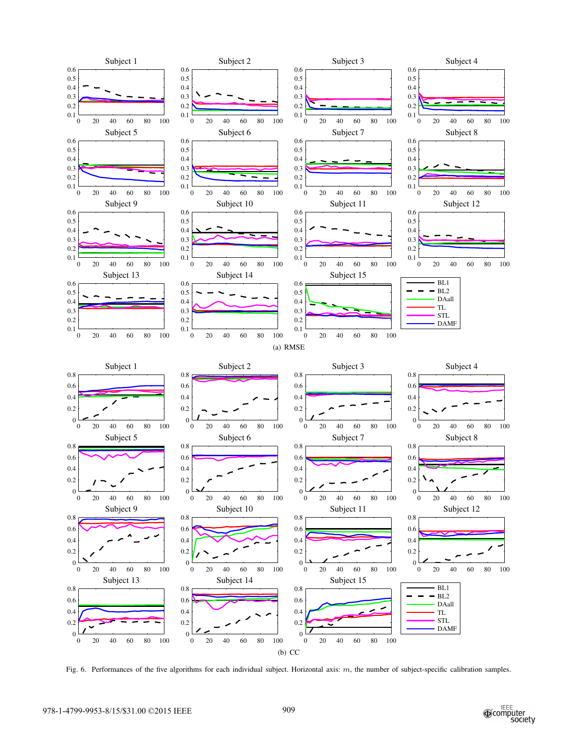(a) RMSE

(b) CC

Fig. 6. Performances of the five algorithms for each individual subject. Horizontal axis: $m$, the number of subject-specific calibration samples.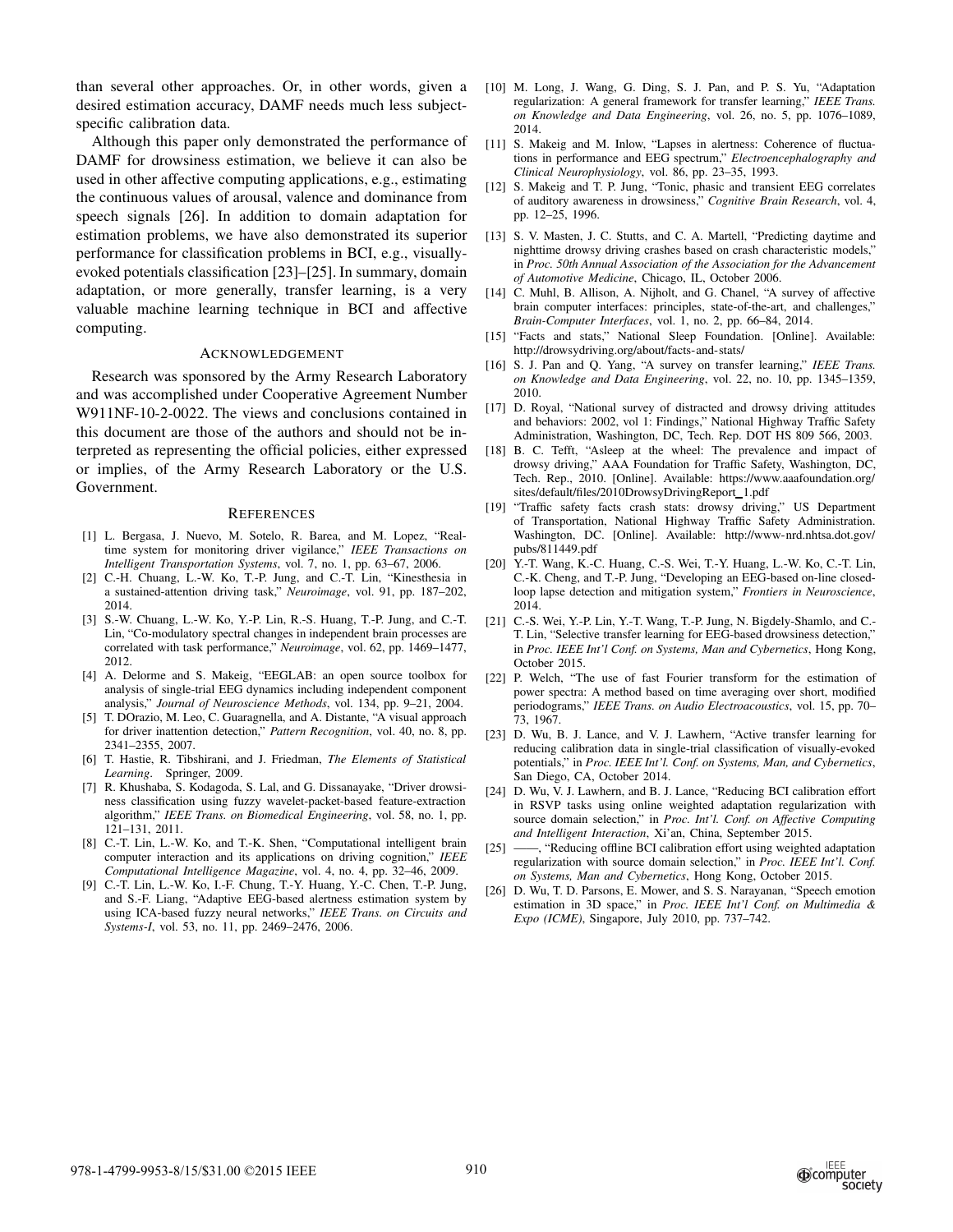than several other approaches. Or, in other words, given a desired estimation accuracy, DAMF needs much less subject-specific calibration data.

Although this paper only demonstrated the performance of DAMF for drowsiness estimation, we believe it can also be used in other affective computing applications, e.g., estimating the continuous values of arousal, valence and dominance from speech signals [26]. In addition to domain adaptation for estimation problems, we have also demonstrated its superior performance for classification problems in BCI, e.g., visually-evoked potentials classification [23]–[25]. In summary, domain adaptation, or more generally, transfer learning, is a very valuable machine learning technique in BCI and affective computing.

## ACKNOWLEDGEMENT

Research was sponsored by the Army Research Laboratory and was accomplished under Cooperative Agreement Number W911NF-10-2-0022. The views and conclusions contained in this document are those of the authors and should not be interpreted as representing the official policies, either expressed or implies, of the Army Research Laboratory or the U.S. Government.

## REFERENCES

[1] L. Bergasa, J. Nuevo, M. Sotelo, R. Barea, and M. Lopez, "Real-time system for monitoring driver vigilance," *IEEE Transactions on Intelligent Transportation Systems*, vol. 7, no. 1, pp. 63–67, 2006.

[2] C.-H. Chuang, L.-W. Ko, T.-P. Jung, and C.-T. Lin, "Kinesthesia in a sustained-attention driving task," *Neuroimage*, vol. 91, pp. 187–202, 2014.

[3] S.-W. Chuang, L.-W. Ko, Y.-P. Lin, R.-S. Huang, T.-P. Jung, and C.-T. Lin, "Co-modulatory spectral changes in independent brain processes are correlated with task performance," *Neuroimage*, vol. 62, pp. 1469–1477, 2012.

[4] A. Delorme and S. Makeig, "EEGLAB: an open source toolbox for analysis of single-trial EEG dynamics including independent component analysis," *Journal of Neuroscience Methods*, vol. 134, pp. 9–21, 2004.

[5] T. DOrazio, M. Leo, C. Guaragnella, and A. Distante, "A visual approach for driver inattention detection," *Pattern Recognition*, vol. 40, no. 8, pp. 2341–2355, 2007.

[6] T. Hastie, R. Tibshirani, and J. Friedman, *The Elements of Statistical Learning*. Springer, 2009.

[7] R. Khushaba, S. Kodagoda, S. Lal, and G. Dissanayake, "Driver drowsiness classification using fuzzy wavelet-packet-based feature-extraction algorithm," *IEEE Trans. on Biomedical Engineering*, vol. 58, no. 1, pp. 121–131, 2011.

[8] C.-T. Lin, L.-W. Ko, and T.-K. Shen, "Computational intelligent brain computer interaction and its applications on driving cognition," *IEEE Computational Intelligence Magazine*, vol. 4, no. 4, pp. 32–46, 2009.

[9] C.-T. Lin, L.-W. Ko, I.-F. Chung, T.-Y. Huang, Y.-C. Chen, T.-P. Jung, and S.-F. Liang, "Adaptive EEG-based alertness estimation system by using ICA-based fuzzy neural networks," *IEEE Trans. on Circuits and Systems-I*, vol. 53, no. 11, pp. 2469–2476, 2006.

[10] M. Long, J. Wang, G. Ding, S. J. Pan, and P. S. Yu, "Adaptation regularization: A general framework for transfer learning," *IEEE Trans. on Knowledge and Data Engineering*, vol. 26, no. 5, pp. 1076–1089, 2014.

[11] S. Makeig and M. Inlow, "Lapses in alertness: Coherence of fluctuations in performance and EEG spectrum," *Electroencephalography and Clinical Neurophysiology*, vol. 86, pp. 23–35, 1993.

[12] S. Makeig and T. P. Jung, "Tonic, phasic and transient EEG correlates of auditory awareness in drowsiness," *Cognitive Brain Research*, vol. 4, pp. 12–25, 1996.

[13] S. V. Masten, J. C. Stutts, and C. A. Martell, "Predicting daytime and nighttime drowsy driving crashes based on crash characteristic models," in *Proc. 50th Annual Association of the Association for the Advancement of Automotive Medicine*, Chicago, IL, October 2006.

[14] C. Muhl, B. Allison, A. Nijholt, and G. Chanel, "A survey of affective brain computer interfaces: principles, state-of-the-art, and challenges," *Brain-Computer Interfaces*, vol. 1, no. 2, pp. 66–84, 2014.

[15] "Facts and stats," National Sleep Foundation. [Online]. Available: http://drowsydriving.org/about/facts-and-stats/

[16] S. J. Pan and Q. Yang, "A survey on transfer learning," *IEEE Trans. on Knowledge and Data Engineering*, vol. 22, no. 10, pp. 1345–1359, 2010.

[17] D. Royal, "National survey of distracted and drowsy driving attitudes and behaviors: 2002, vol 1: Findings," National Highway Traffic Safety Administration, Washington, DC, Tech. Rep. DOT HS 809 566, 2003.

[18] B. C. Tefft, "Asleep at the wheel: The prevalence and impact of drowsy driving," AAA Foundation for Traffic Safety, Washington, DC, Tech. Rep., 2010. [Online]. Available: https://www.aaafoundation.org/sites/default/files/2010DrowsyDrivingReport_1.pdf

[19] "Traffic safety facts crash stats: drowsy driving," US Department of Transportation, National Highway Traffic Safety Administration. Washington, DC. [Online]. Available: http://www-nrd.nhtsa.dot.gov/pubs/811449.pdf

[20] Y.-T. Wang, K.-C. Huang, C.-S. Wei, T.-Y. Huang, L.-W. Ko, C.-T. Lin, C.-K. Cheng, and T.-P. Jung, "Developing an EEG-based on-line closed-loop lapse detection and mitigation system," *Frontiers in Neuroscience*, 2014.

[21] C.-S. Wei, Y.-P. Lin, Y.-T. Wang, T.-P. Jung, N. Bigdely-Shamlo, and C.-T. Lin, "Selective transfer learning for EEG-based drowsiness detection," in *Proc. IEEE Int'l Conf. on Systems, Man and Cybernetics*, Hong Kong, October 2015.

[22] P. Welch, "The use of fast Fourier transform for the estimation of power spectra: A method based on time averaging over short, modified periodograms," *IEEE Trans. on Audio Electroacoustics*, vol. 15, pp. 70–73, 1967.

[23] D. Wu, B. J. Lance, and V. J. Lawhern, "Active transfer learning for reducing calibration data in single-trial classification of visually-evoked potentials," in *Proc. IEEE Int'l Conf. on Systems, Man, and Cybernetics*, San Diego, CA, October 2014.

[24] D. Wu, V. J. Lawhern, and B. J. Lance, "Reducing BCI calibration effort in RSVP tasks using online weighted adaptation regularization with source domain selection," in *Proc. Int'l. Conf. on Affective Computing and Intelligent Interaction*, Xi'an, China, September 2015.

[25] ——, "Reducing offline BCI calibration effort using weighted adaptation regularization with source domain selection," in *Proc. IEEE Int'l. Conf. on Systems, Man and Cybernetics*, Hong Kong, October 2015.

[26] D. Wu, T. D. Parsons, E. Mower, and S. S. Narayanan, "Speech emotion estimation in 3D space," in *Proc. IEEE Int'l Conf. on Multimedia & Expo (ICME)*, Singapore, July 2010, pp. 737–742.